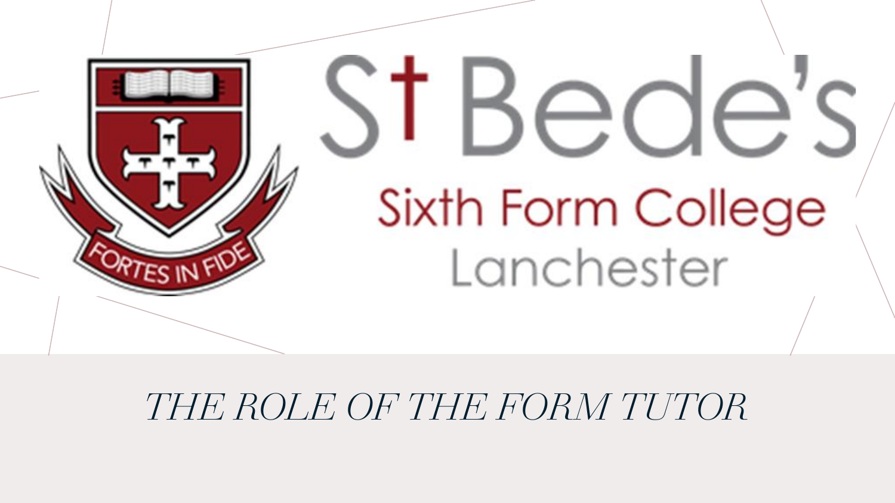St Bede's

Sixth Form College

Lanchester

FORTES IN FIDE

# *THE ROLE OF THE FORM TUTOR*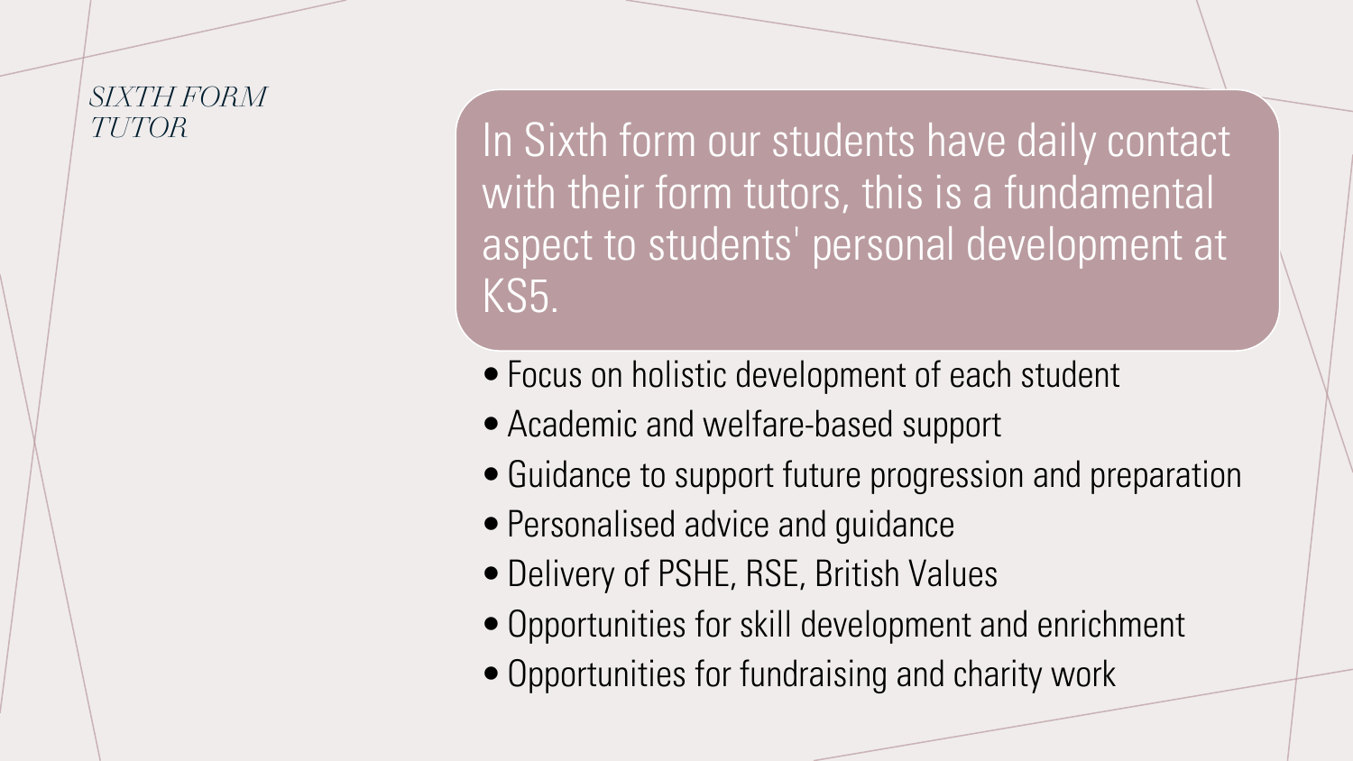# *SIXTH FORM TUTOR*

In Sixth form our students have daily contact with their form tutors, this is a fundamental aspect to students' personal development at KS5.

- Focus on holistic development of each student
- Academic and welfare-based support
- Guidance to support future progression and preparation
- Personalised advice and guidance
- Delivery of PSHE, RSE, British Values
- Opportunities for skill development and enrichment
- Opportunities for fundraising and charity work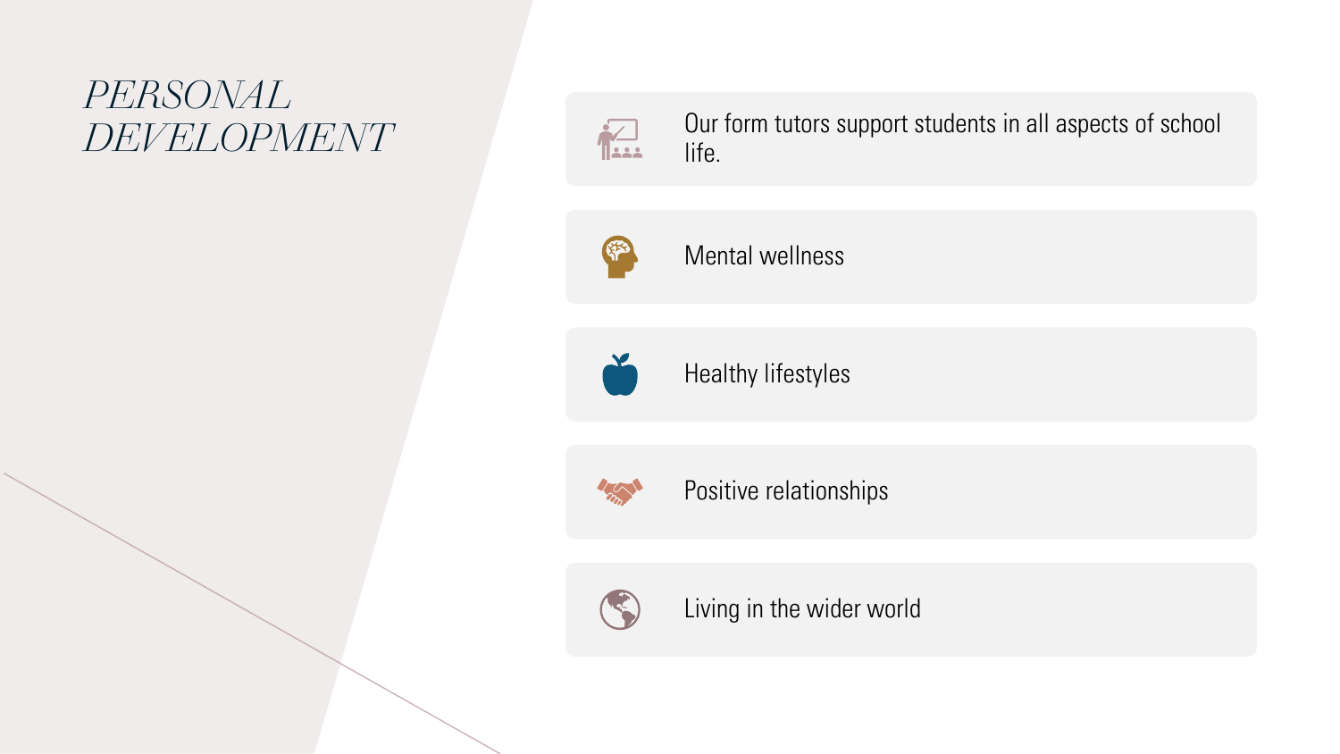# *PERSONAL DEVELOPMENT*

- Our form tutors support students in all aspects of school life.
- Mental wellness
- Healthy lifestyles
- Positive relationships
- Living in the wider world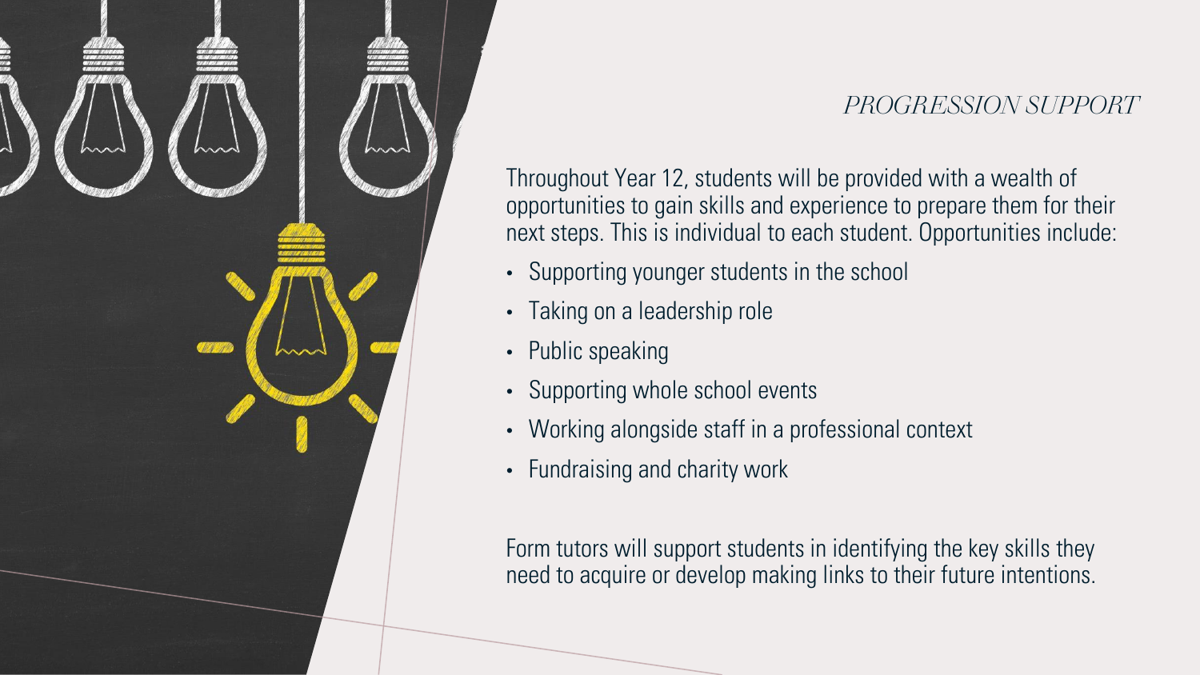## *PROGRESSION SUPPORT*

Throughout Year 12, students will be provided with a wealth of opportunities to gain skills and experience to prepare them for their next steps. This is individual to each student. Opportunities include:

- Supporting younger students in the school
- Taking on a leadership role
- Public speaking
- Supporting whole school events
- Working alongside staff in a professional context
- Fundraising and charity work

Form tutors will support students in identifying the key skills they need to acquire or develop making links to their future intentions.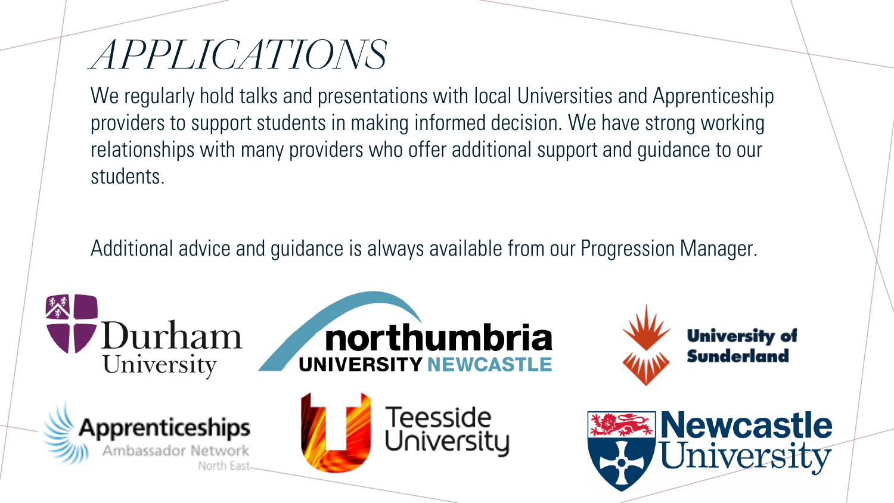# APPLICATIONS

We regularly hold talks and presentations with local Universities and Apprenticeship providers to support students in making informed decision. We have strong working relationships with many providers who offer additional support and guidance to our students.

Additional advice and guidance is always available from our Progression Manager.

Durham University

northumbria UNIVERSITY NEWCASTLE

University of Sunderland

Apprenticeships Ambassador Network North East

Teesside University

Newcastle University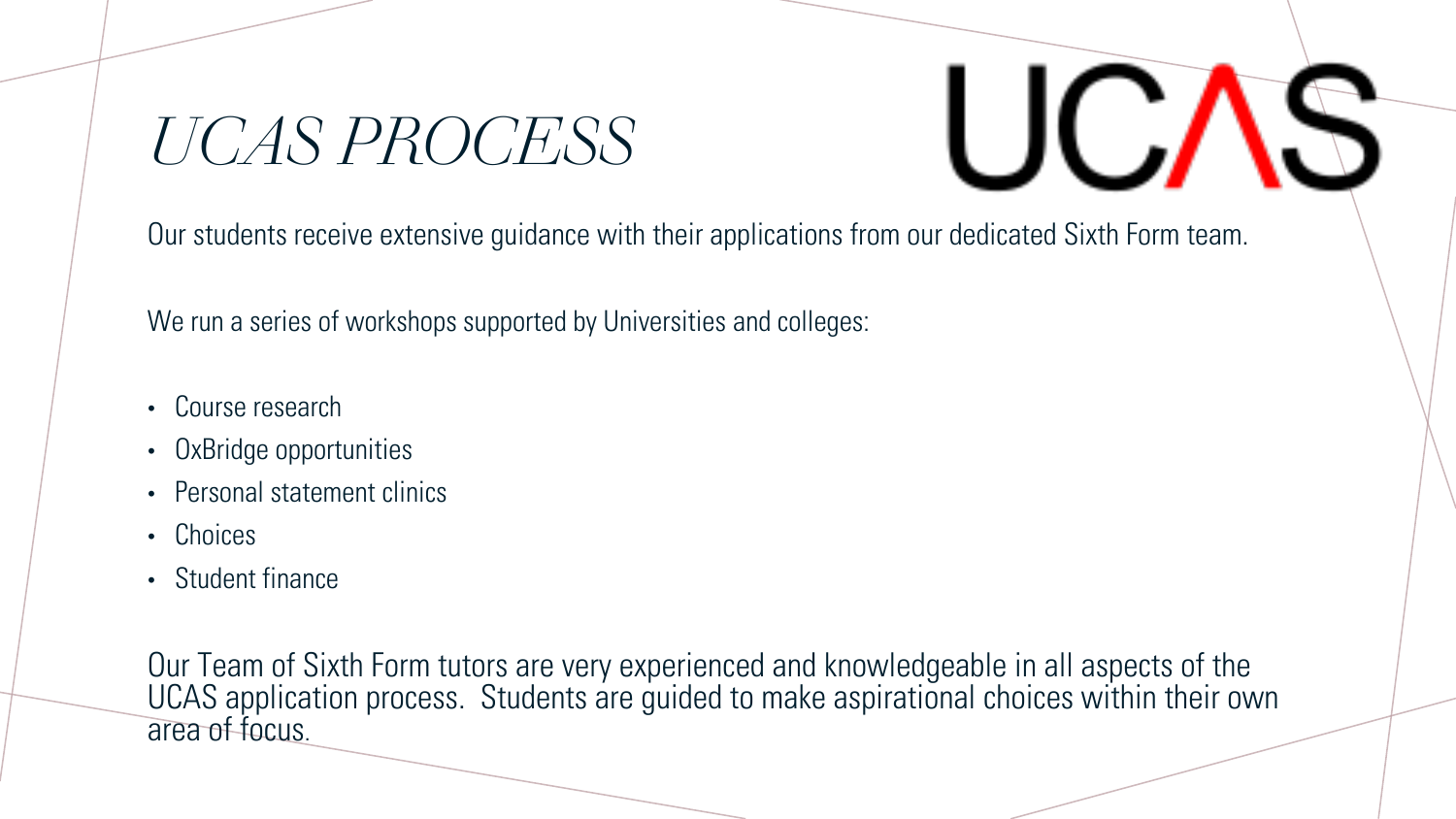# UCAS PROCESS

UCAS

Our students receive extensive guidance with their applications from our dedicated Sixth Form team.

We run a series of workshops supported by Universities and colleges:

- Course research
- OxBridge opportunities
- Personal statement clinics
- Choices
- Student finance

Our Team of Sixth Form tutors are very experienced and knowledgeable in all aspects of the UCAS application process. Students are guided to make aspirational choices within their own area of focus.